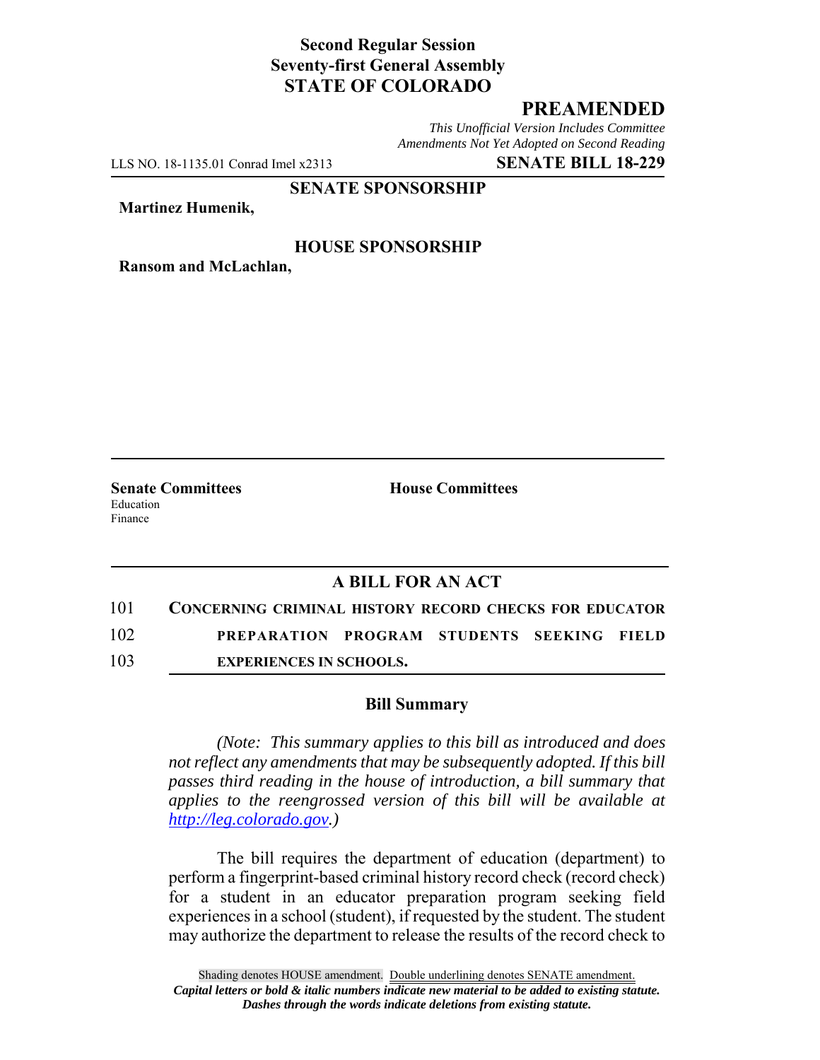**Second Regular Session**
**Seventy-first General Assembly**
**STATE OF COLORADO**

# PREAMENDED

*This Unofficial Version Includes Committee Amendments Not Yet Adopted on Second Reading*

LLS NO. 18-1135.01 Conrad Imel x2313 **SENATE BILL 18-229**

**SENATE SPONSORSHIP**

**Martinez Humenik,**

**HOUSE SPONSORSHIP**

**Ransom and McLachlan,**

**Senate Committees**
Education
Finance

**House Committees**

## A BILL FOR AN ACT

101 **CONCERNING CRIMINAL HISTORY RECORD CHECKS FOR EDUCATOR**
102 **PREPARATION PROGRAM STUDENTS SEEKING FIELD**
103 **EXPERIENCES IN SCHOOLS.**

### Bill Summary

*(Note: This summary applies to this bill as introduced and does not reflect any amendments that may be subsequently adopted. If this bill passes third reading in the house of introduction, a bill summary that applies to the reengrossed version of this bill will be available at http://leg.colorado.gov.)*

The bill requires the department of education (department) to perform a fingerprint-based criminal history record check (record check) for a student in an educator preparation program seeking field experiences in a school (student), if requested by the student. The student may authorize the department to release the results of the record check to

Shading denotes HOUSE amendment. Double underlining denotes SENATE amendment.
*Capital letters or bold & italic numbers indicate new material to be added to existing statute.*
*Dashes through the words indicate deletions from existing statute.*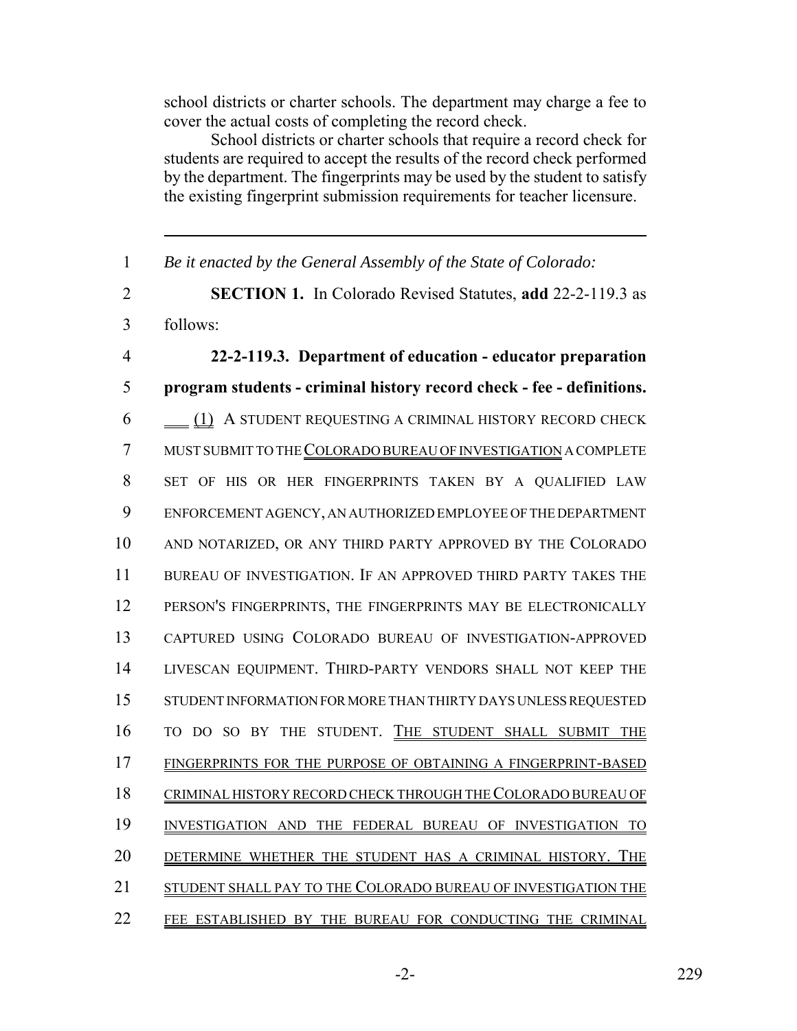school districts or charter schools. The department may charge a fee to cover the actual costs of completing the record check.

School districts or charter schools that require a record check for students are required to accept the results of the record check performed by the department. The fingerprints may be used by the student to satisfy the existing fingerprint submission requirements for teacher licensure.

---

1 *Be it enacted by the General Assembly of the State of Colorado:*

2 **SECTION 1.** In Colorado Revised Statutes, **add** 22-2-119.3 as
3 follows:

4 **22-2-119.3. Department of education - educator preparation**
5 **program students - criminal history record check - fee - definitions.**
6 (1) A STUDENT REQUESTING A CRIMINAL HISTORY RECORD CHECK
7 MUST SUBMIT TO THE COLORADO BUREAU OF INVESTIGATION A COMPLETE
8 SET OF HIS OR HER FINGERPRINTS TAKEN BY A QUALIFIED LAW
9 ENFORCEMENT AGENCY, AN AUTHORIZED EMPLOYEE OF THE DEPARTMENT
10 AND NOTARIZED, OR ANY THIRD PARTY APPROVED BY THE COLORADO
11 BUREAU OF INVESTIGATION. IF AN APPROVED THIRD PARTY TAKES THE
12 PERSON'S FINGERPRINTS, THE FINGERPRINTS MAY BE ELECTRONICALLY
13 CAPTURED USING COLORADO BUREAU OF INVESTIGATION-APPROVED
14 LIVESCAN EQUIPMENT. THIRD-PARTY VENDORS SHALL NOT KEEP THE
15 STUDENT INFORMATION FOR MORE THAN THIRTY DAYS UNLESS REQUESTED
16 TO DO SO BY THE STUDENT. THE STUDENT SHALL SUBMIT THE
17 FINGERPRINTS FOR THE PURPOSE OF OBTAINING A FINGERPRINT-BASED
18 CRIMINAL HISTORY RECORD CHECK THROUGH THE COLORADO BUREAU OF
19 INVESTIGATION AND THE FEDERAL BUREAU OF INVESTIGATION TO
20 DETERMINE WHETHER THE STUDENT HAS A CRIMINAL HISTORY. THE
21 STUDENT SHALL PAY TO THE COLORADO BUREAU OF INVESTIGATION THE
22 FEE ESTABLISHED BY THE BUREAU FOR CONDUCTING THE CRIMINAL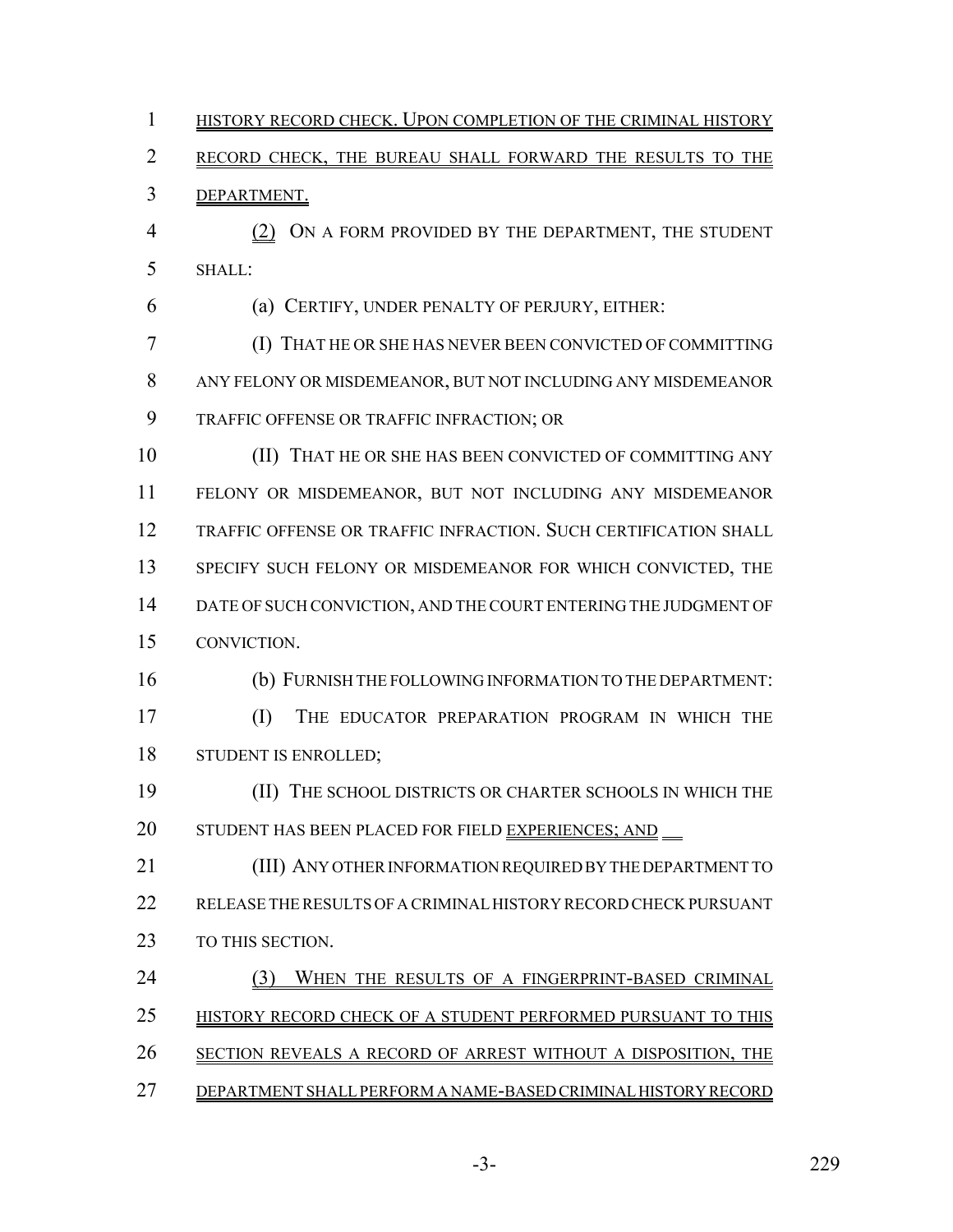HISTORY RECORD CHECK. UPON COMPLETION OF THE CRIMINAL HISTORY RECORD CHECK, THE BUREAU SHALL FORWARD THE RESULTS TO THE DEPARTMENT.

(2) ON A FORM PROVIDED BY THE DEPARTMENT, THE STUDENT SHALL:

(a) CERTIFY, UNDER PENALTY OF PERJURY, EITHER:

(I) THAT HE OR SHE HAS NEVER BEEN CONVICTED OF COMMITTING ANY FELONY OR MISDEMEANOR, BUT NOT INCLUDING ANY MISDEMEANOR TRAFFIC OFFENSE OR TRAFFIC INFRACTION; OR

(II) THAT HE OR SHE HAS BEEN CONVICTED OF COMMITTING ANY FELONY OR MISDEMEANOR, BUT NOT INCLUDING ANY MISDEMEANOR TRAFFIC OFFENSE OR TRAFFIC INFRACTION. SUCH CERTIFICATION SHALL SPECIFY SUCH FELONY OR MISDEMEANOR FOR WHICH CONVICTED, THE DATE OF SUCH CONVICTION, AND THE COURT ENTERING THE JUDGMENT OF CONVICTION.

(b) FURNISH THE FOLLOWING INFORMATION TO THE DEPARTMENT:

(I) THE EDUCATOR PREPARATION PROGRAM IN WHICH THE STUDENT IS ENROLLED;

(II) THE SCHOOL DISTRICTS OR CHARTER SCHOOLS IN WHICH THE STUDENT HAS BEEN PLACED FOR FIELD EXPERIENCES; AND

(III) ANY OTHER INFORMATION REQUIRED BY THE DEPARTMENT TO RELEASE THE RESULTS OF A CRIMINAL HISTORY RECORD CHECK PURSUANT TO THIS SECTION.

(3) WHEN THE RESULTS OF A FINGERPRINT-BASED CRIMINAL HISTORY RECORD CHECK OF A STUDENT PERFORMED PURSUANT TO THIS SECTION REVEALS A RECORD OF ARREST WITHOUT A DISPOSITION, THE DEPARTMENT SHALL PERFORM A NAME-BASED CRIMINAL HISTORY RECORD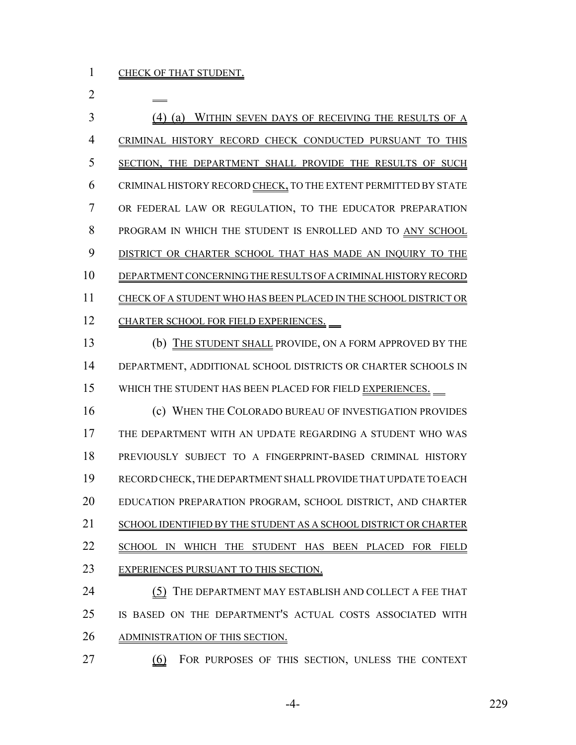CHECK OF THAT STUDENT.

(4) (a) WITHIN SEVEN DAYS OF RECEIVING THE RESULTS OF A CRIMINAL HISTORY RECORD CHECK CONDUCTED PURSUANT TO THIS SECTION, THE DEPARTMENT SHALL PROVIDE THE RESULTS OF SUCH CRIMINAL HISTORY RECORD CHECK, TO THE EXTENT PERMITTED BY STATE OR FEDERAL LAW OR REGULATION, TO THE EDUCATOR PREPARATION PROGRAM IN WHICH THE STUDENT IS ENROLLED AND TO ANY SCHOOL DISTRICT OR CHARTER SCHOOL THAT HAS MADE AN INQUIRY TO THE DEPARTMENT CONCERNING THE RESULTS OF A CRIMINAL HISTORY RECORD CHECK OF A STUDENT WHO HAS BEEN PLACED IN THE SCHOOL DISTRICT OR CHARTER SCHOOL FOR FIELD EXPERIENCES.

(b) THE STUDENT SHALL PROVIDE, ON A FORM APPROVED BY THE DEPARTMENT, ADDITIONAL SCHOOL DISTRICTS OR CHARTER SCHOOLS IN WHICH THE STUDENT HAS BEEN PLACED FOR FIELD EXPERIENCES.

(c) WHEN THE COLORADO BUREAU OF INVESTIGATION PROVIDES THE DEPARTMENT WITH AN UPDATE REGARDING A STUDENT WHO WAS PREVIOUSLY SUBJECT TO A FINGERPRINT-BASED CRIMINAL HISTORY RECORD CHECK, THE DEPARTMENT SHALL PROVIDE THAT UPDATE TO EACH EDUCATION PREPARATION PROGRAM, SCHOOL DISTRICT, AND CHARTER SCHOOL IDENTIFIED BY THE STUDENT AS A SCHOOL DISTRICT OR CHARTER SCHOOL IN WHICH THE STUDENT HAS BEEN PLACED FOR FIELD EXPERIENCES PURSUANT TO THIS SECTION.

(5) THE DEPARTMENT MAY ESTABLISH AND COLLECT A FEE THAT IS BASED ON THE DEPARTMENT'S ACTUAL COSTS ASSOCIATED WITH ADMINISTRATION OF THIS SECTION.

(6) FOR PURPOSES OF THIS SECTION, UNLESS THE CONTEXT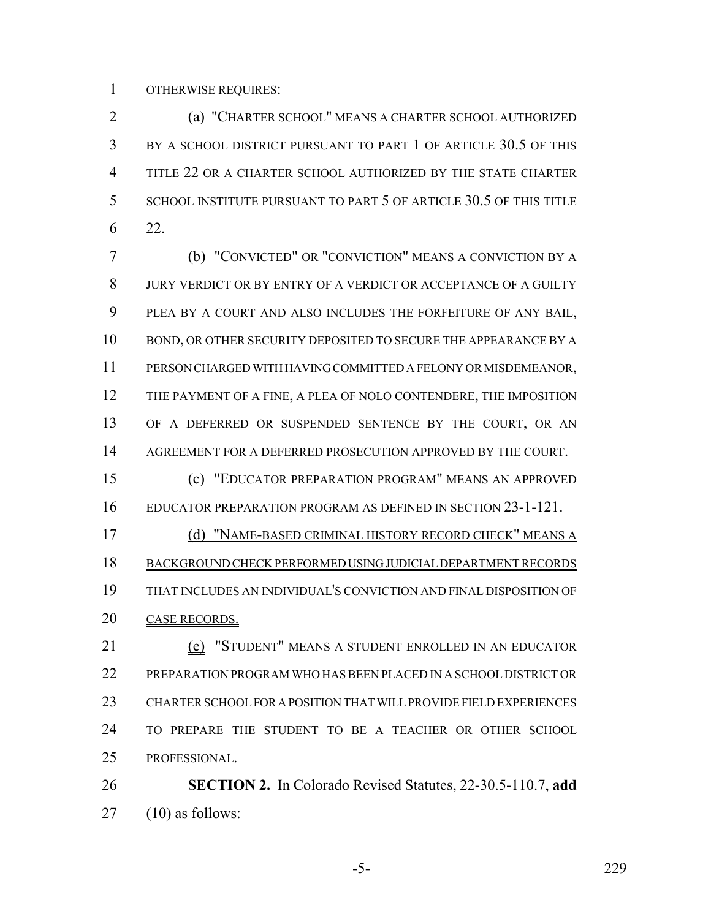OTHERWISE REQUIRES:

(a) "CHARTER SCHOOL" MEANS A CHARTER SCHOOL AUTHORIZED BY A SCHOOL DISTRICT PURSUANT TO PART 1 OF ARTICLE 30.5 OF THIS TITLE 22 OR A CHARTER SCHOOL AUTHORIZED BY THE STATE CHARTER SCHOOL INSTITUTE PURSUANT TO PART 5 OF ARTICLE 30.5 OF THIS TITLE 22.

(b) "CONVICTED" OR "CONVICTION" MEANS A CONVICTION BY A JURY VERDICT OR BY ENTRY OF A VERDICT OR ACCEPTANCE OF A GUILTY PLEA BY A COURT AND ALSO INCLUDES THE FORFEITURE OF ANY BAIL, BOND, OR OTHER SECURITY DEPOSITED TO SECURE THE APPEARANCE BY A PERSON CHARGED WITH HAVING COMMITTED A FELONY OR MISDEMEANOR, THE PAYMENT OF A FINE, A PLEA OF NOLO CONTENDERE, THE IMPOSITION OF A DEFERRED OR SUSPENDED SENTENCE BY THE COURT, OR AN AGREEMENT FOR A DEFERRED PROSECUTION APPROVED BY THE COURT.

(c) "EDUCATOR PREPARATION PROGRAM" MEANS AN APPROVED EDUCATOR PREPARATION PROGRAM AS DEFINED IN SECTION 23-1-121.

(d) "NAME-BASED CRIMINAL HISTORY RECORD CHECK" MEANS A BACKGROUND CHECK PERFORMED USING JUDICIAL DEPARTMENT RECORDS THAT INCLUDES AN INDIVIDUAL'S CONVICTION AND FINAL DISPOSITION OF CASE RECORDS.

(e) "STUDENT" MEANS A STUDENT ENROLLED IN AN EDUCATOR PREPARATION PROGRAM WHO HAS BEEN PLACED IN A SCHOOL DISTRICT OR CHARTER SCHOOL FOR A POSITION THAT WILL PROVIDE FIELD EXPERIENCES TO PREPARE THE STUDENT TO BE A TEACHER OR OTHER SCHOOL PROFESSIONAL.

**SECTION 2.** In Colorado Revised Statutes, 22-30.5-110.7, **add** (10) as follows: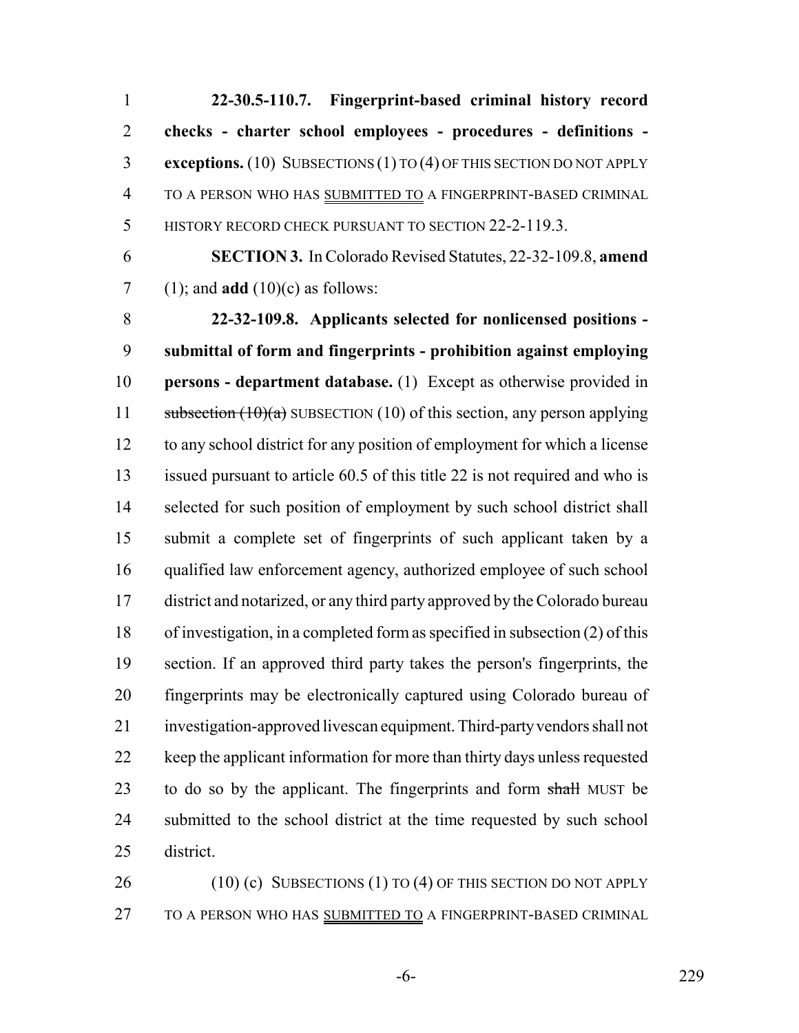**22-30.5-110.7. Fingerprint-based criminal history record checks - charter school employees - procedures - definitions - exceptions.** (10) SUBSECTIONS (1) TO (4) OF THIS SECTION DO NOT APPLY TO A PERSON WHO HAS SUBMITTED TO A FINGERPRINT-BASED CRIMINAL HISTORY RECORD CHECK PURSUANT TO SECTION 22-2-119.3.

**SECTION 3.** In Colorado Revised Statutes, 22-32-109.8, **amend** (1); and **add** (10)(c) as follows:

**22-32-109.8. Applicants selected for nonlicensed positions - submittal of form and fingerprints - prohibition against employing persons - department database.** (1) Except as otherwise provided in ~~subsection (10)(a)~~ SUBSECTION (10) of this section, any person applying to any school district for any position of employment for which a license issued pursuant to article 60.5 of this title 22 is not required and who is selected for such position of employment by such school district shall submit a complete set of fingerprints of such applicant taken by a qualified law enforcement agency, authorized employee of such school district and notarized, or any third party approved by the Colorado bureau of investigation, in a completed form as specified in subsection (2) of this section. If an approved third party takes the person's fingerprints, the fingerprints may be electronically captured using Colorado bureau of investigation-approved livescan equipment. Third-party vendors shall not keep the applicant information for more than thirty days unless requested to do so by the applicant. The fingerprints and form ~~shall~~ MUST be submitted to the school district at the time requested by such school district.

(10) (c) SUBSECTIONS (1) TO (4) OF THIS SECTION DO NOT APPLY TO A PERSON WHO HAS SUBMITTED TO A FINGERPRINT-BASED CRIMINAL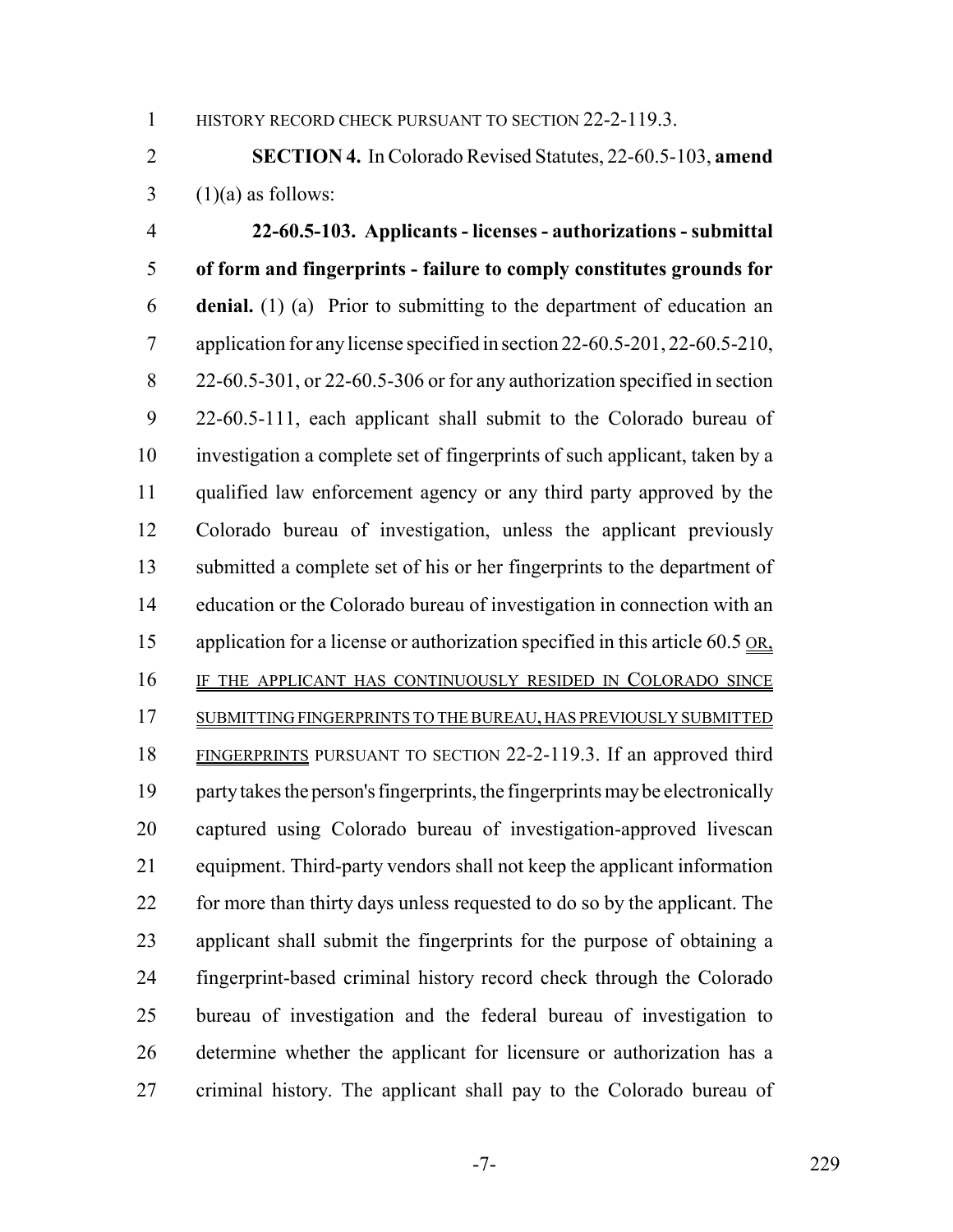HISTORY RECORD CHECK PURSUANT TO SECTION 22-2-119.3.

**SECTION 4.** In Colorado Revised Statutes, 22-60.5-103, **amend** (1)(a) as follows:

**22-60.5-103. Applicants - licenses - authorizations - submittal of form and fingerprints - failure to comply constitutes grounds for denial.** (1) (a) Prior to submitting to the department of education an application for any license specified in section 22-60.5-201, 22-60.5-210, 22-60.5-301, or 22-60.5-306 or for any authorization specified in section 22-60.5-111, each applicant shall submit to the Colorado bureau of investigation a complete set of fingerprints of such applicant, taken by a qualified law enforcement agency or any third party approved by the Colorado bureau of investigation, unless the applicant previously submitted a complete set of his or her fingerprints to the department of education or the Colorado bureau of investigation in connection with an application for a license or authorization specified in this article 60.5 OR, IF THE APPLICANT HAS CONTINUOUSLY RESIDED IN COLORADO SINCE SUBMITTING FINGERPRINTS TO THE BUREAU, HAS PREVIOUSLY SUBMITTED FINGERPRINTS PURSUANT TO SECTION 22-2-119.3. If an approved third party takes the person's fingerprints, the fingerprints may be electronically captured using Colorado bureau of investigation-approved livescan equipment. Third-party vendors shall not keep the applicant information for more than thirty days unless requested to do so by the applicant. The applicant shall submit the fingerprints for the purpose of obtaining a fingerprint-based criminal history record check through the Colorado bureau of investigation and the federal bureau of investigation to determine whether the applicant for licensure or authorization has a criminal history. The applicant shall pay to the Colorado bureau of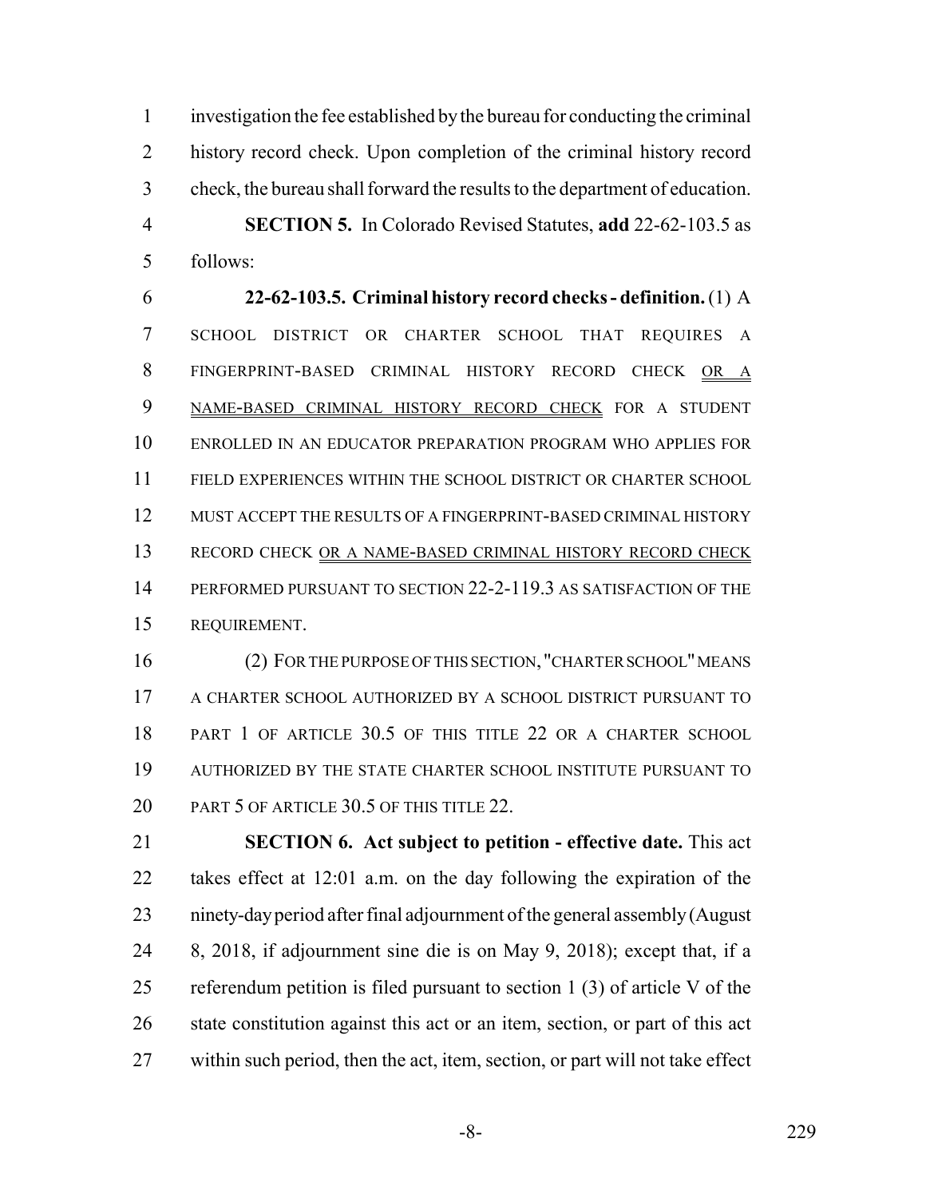investigation the fee established by the bureau for conducting the criminal history record check. Upon completion of the criminal history record check, the bureau shall forward the results to the department of education.

**SECTION 5.** In Colorado Revised Statutes, **add** 22-62-103.5 as follows:

**22-62-103.5. Criminal history record checks - definition.** (1) A SCHOOL DISTRICT OR CHARTER SCHOOL THAT REQUIRES A FINGERPRINT-BASED CRIMINAL HISTORY RECORD CHECK OR A NAME-BASED CRIMINAL HISTORY RECORD CHECK FOR A STUDENT ENROLLED IN AN EDUCATOR PREPARATION PROGRAM WHO APPLIES FOR FIELD EXPERIENCES WITHIN THE SCHOOL DISTRICT OR CHARTER SCHOOL MUST ACCEPT THE RESULTS OF A FINGERPRINT-BASED CRIMINAL HISTORY RECORD CHECK OR A NAME-BASED CRIMINAL HISTORY RECORD CHECK PERFORMED PURSUANT TO SECTION 22-2-119.3 AS SATISFACTION OF THE REQUIREMENT.

(2) FOR THE PURPOSE OF THIS SECTION, "CHARTER SCHOOL" MEANS A CHARTER SCHOOL AUTHORIZED BY A SCHOOL DISTRICT PURSUANT TO PART 1 OF ARTICLE 30.5 OF THIS TITLE 22 OR A CHARTER SCHOOL AUTHORIZED BY THE STATE CHARTER SCHOOL INSTITUTE PURSUANT TO PART 5 OF ARTICLE 30.5 OF THIS TITLE 22.

**SECTION 6. Act subject to petition - effective date.** This act takes effect at 12:01 a.m. on the day following the expiration of the ninety-day period after final adjournment of the general assembly (August 8, 2018, if adjournment sine die is on May 9, 2018); except that, if a referendum petition is filed pursuant to section 1 (3) of article V of the state constitution against this act or an item, section, or part of this act within such period, then the act, item, section, or part will not take effect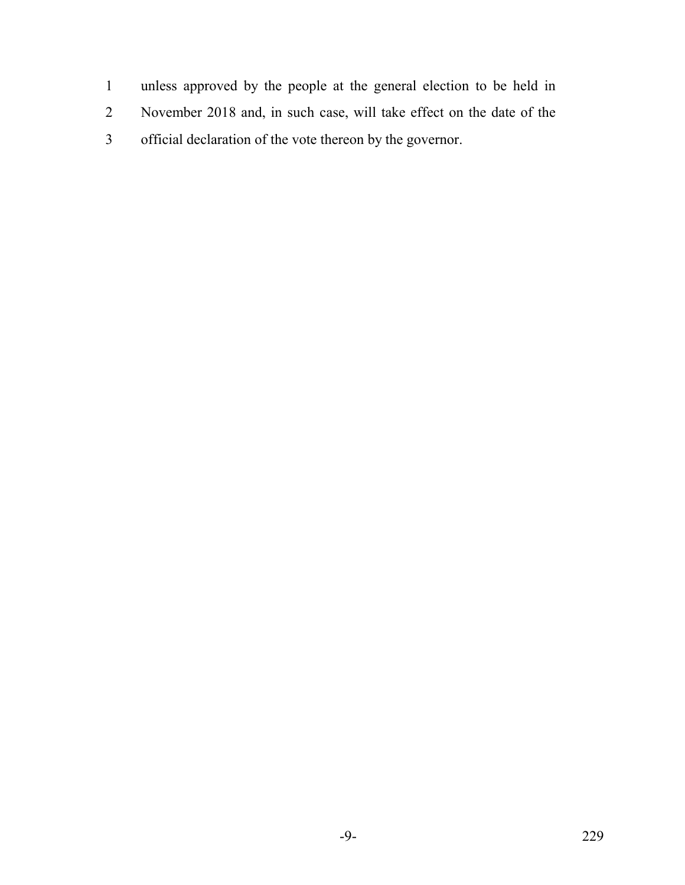unless approved by the people at the general election to be held in November 2018 and, in such case, will take effect on the date of the official declaration of the vote thereon by the governor.